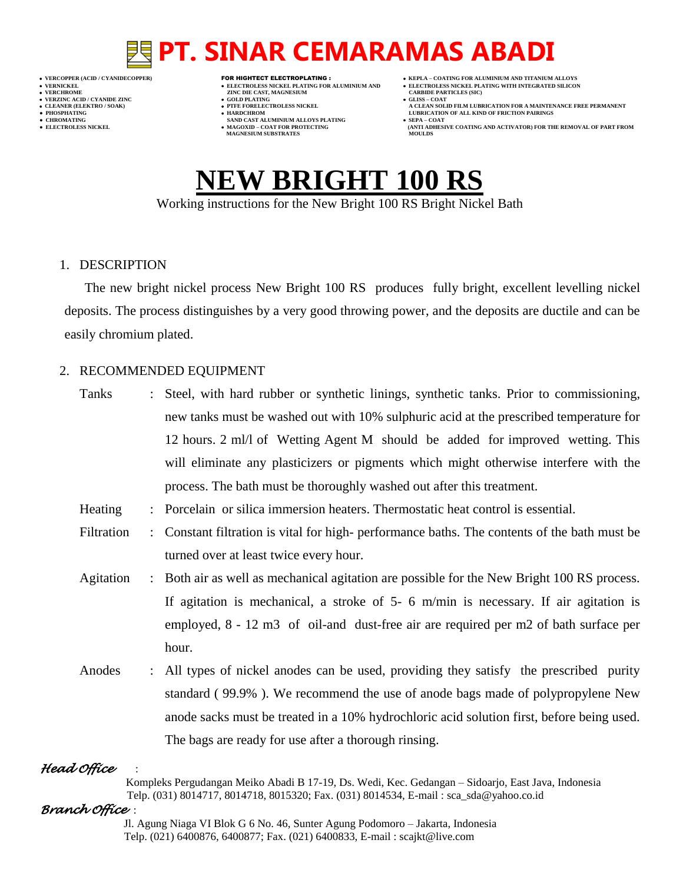# PT. SINAR CEMARAMAS ABADI

- VERCOPPER (ACID / CYANIDECOPPER)
- VERNICKEL
- VERCHROME
- VERZINC ACID / CYANIDE ZINC
- CLEANER (ELEKTRO / SOAK)
- PHOSPHATING
- CHROMATING
- ELECTROLESS NICKEL

**FOR HIGHTECT ELECTROPLATING :**

- ELECTROLESS NICKEL PLATING FOR ALUMINIUM AND ZINC DIE CAST, MAGNESIUM
- GOLD PLATING
- PTFE FORELECTROLESS NICKEL
- HARDCHROM SAND CAST ALUMINIUM ALLOYS PLATING
- MAGOXID – COAT FOR PROTECTING MAGNESIUM SUBSTRATES

- KEPLA – COATING FOR ALUMINIUM AND TITANIUM ALLOYS
- ELECTROLESS NICKEL PLATING WITH INTEGRATED SILICON CARBIDE PARTICLES (SIC)
- GLISS – COAT A CLEAN SOLID FILM LUBRICATION FOR A MAINTENANCE FREE PERMANENT LUBRICATION OF ALL KIND OF FRICTION PAIRINGS
- SEPA – COAT (ANTI ADHESIVE COATING AND ACTIVATOR) FOR THE REMOVAL OF PART FROM MOULDS

# NEW BRIGHT 100 RS

Working instructions for the New Bright 100 RS Bright Nickel Bath

## 1. DESCRIPTION

The new bright nickel process New Bright 100 RS produces fully bright, excellent levelling nickel deposits. The process distinguishes by a very good throwing power, and the deposits are ductile and can be easily chromium plated.

## 2. RECOMMENDED EQUIPMENT

Tanks : Steel, with hard rubber or synthetic linings, synthetic tanks. Prior to commissioning, new tanks must be washed out with 10% sulphuric acid at the prescribed temperature for 12 hours. 2 ml/l of Wetting Agent M should be added for improved wetting. This will eliminate any plasticizers or pigments which might otherwise interfere with the process. The bath must be thoroughly washed out after this treatment.

Heating : Porcelain or silica immersion heaters. Thermostatic heat control is essential.

Filtration : Constant filtration is vital for high- performance baths. The contents of the bath must be turned over at least twice every hour.

Agitation : Both air as well as mechanical agitation are possible for the New Bright 100 RS process. If agitation is mechanical, a stroke of 5- 6 m/min is necessary. If air agitation is employed, 8 - 12 m3 of oil-and dust-free air are required per m2 of bath surface per hour.

Anodes : All types of nickel anodes can be used, providing they satisfy the prescribed purity standard ( 99.9% ). We recommend the use of anode bags made of polypropylene New anode sacks must be treated in a 10% hydrochloric acid solution first, before being used. The bags are ready for use after a thorough rinsing.

*Head Office* :
Kompleks Pergudangan Meiko Abadi B 17-19, Ds. Wedi, Kec. Gedangan – Sidoarjo, East Java, Indonesia
Telp. (031) 8014717, 8014718, 8015320; Fax. (031) 8014534, E-mail : sca_sda@yahoo.co.id

*Branch Office* :
Jl. Agung Niaga VI Blok G 6 No. 46, Sunter Agung Podomoro – Jakarta, Indonesia
Telp. (021) 6400876, 6400877; Fax. (021) 6400833, E-mail : scajkt@live.com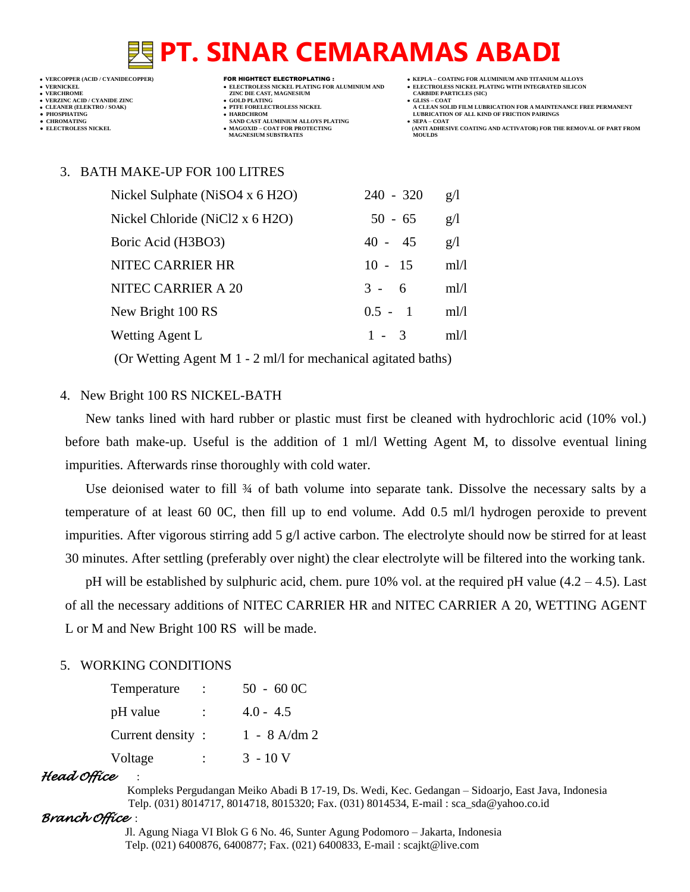3. BATH MAKE-UP FOR 100 LITRES

| | | |
|---|---|---|
| Nickel Sulphate ($NiSO_4 \times 6 H_2O$) | 240 - 320 | g/l |
| Nickel Chloride ($NiCl_2 \times 6 H_2O$) | 50 - 65 | g/l |
| Boric Acid ($H_3BO_3$) | 40 - 45 | g/l |
| NITEC CARRIER HR | 10 - 15 | ml/l |
| NITEC CARRIER A 20 | 3 - 6 | ml/l |
| New Bright 100 RS | 0.5 - 1 | ml/l |
| Wetting Agent L | 1 - 3 | ml/l |

(Or Wetting Agent M 1 - 2 ml/l for mechanical agitated baths)

4. New Bright 100 RS NICKEL-BATH

New tanks lined with hard rubber or plastic must first be cleaned with hydrochloric acid (10% vol.) before bath make-up. Useful is the addition of 1 ml/l Wetting Agent M, to dissolve eventual lining impurities. Afterwards rinse thoroughly with cold water.

Use deionised water to fill ¾ of bath volume into separate tank. Dissolve the necessary salts by a temperature of at least 60 0C, then fill up to end volume. Add 0.5 ml/l hydrogen peroxide to prevent impurities. After vigorous stirring add 5 g/l active carbon. The electrolyte should now be stirred for at least 30 minutes. After settling (preferably over night) the clear electrolyte will be filtered into the working tank.

pH will be established by sulphuric acid, chem. pure 10% vol. at the required pH value (4.2 – 4.5). Last of all the necessary additions of NITEC CARRIER HR and NITEC CARRIER A 20, WETTING AGENT L or M and New Bright 100 RS will be made.

5. WORKING CONDITIONS

| | | |
|---|---|---|
| Temperature | : | 50 - 60 0C |
| pH value | : | 4.0 - 4.5 |
| Current density | : | 1 - 8 A/dm 2 |
| Voltage | : | 3 - 10 V |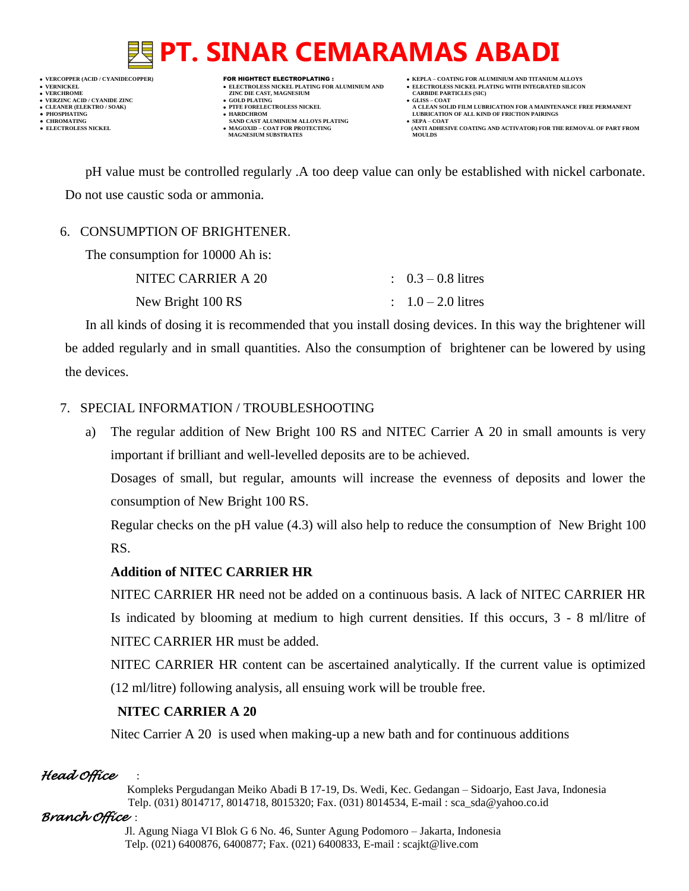pH value must be controlled regularly .A too deep value can only be established with nickel carbonate. Do not use caustic soda or ammonia.

6. CONSUMPTION OF BRIGHTENER.

The consumption for 10000 Ah is:

| | | |
|---|---|---|
| NITEC CARRIER A 20 | : | 0.3 – 0.8 litres |
| New Bright 100 RS | : | 1.0 – 2.0 litres |

In all kinds of dosing it is recommended that you install dosing devices. In this way the brightener will be added regularly and in small quantities. Also the consumption of brightener can be lowered by using the devices.

7. SPECIAL INFORMATION / TROUBLESHOOTING

a) The regular addition of New Bright 100 RS and NITEC Carrier A 20 in small amounts is very important if brilliant and well-levelled deposits are to be achieved.

Dosages of small, but regular, amounts will increase the evenness of deposits and lower the consumption of New Bright 100 RS.

Regular checks on the pH value (4.3) will also help to reduce the consumption of New Bright 100 RS.

**Addition of NITEC CARRIER HR**

NITEC CARRIER HR need not be added on a continuous basis. A lack of NITEC CARRIER HR Is indicated by blooming at medium to high current densities. If this occurs, 3 - 8 ml/litre of NITEC CARRIER HR must be added.

NITEC CARRIER HR content can be ascertained analytically. If the current value is optimized (12 ml/litre) following analysis, all ensuing work will be trouble free.

**NITEC CARRIER A 20**

Nitec Carrier A 20 is used when making-up a new bath and for continuous additions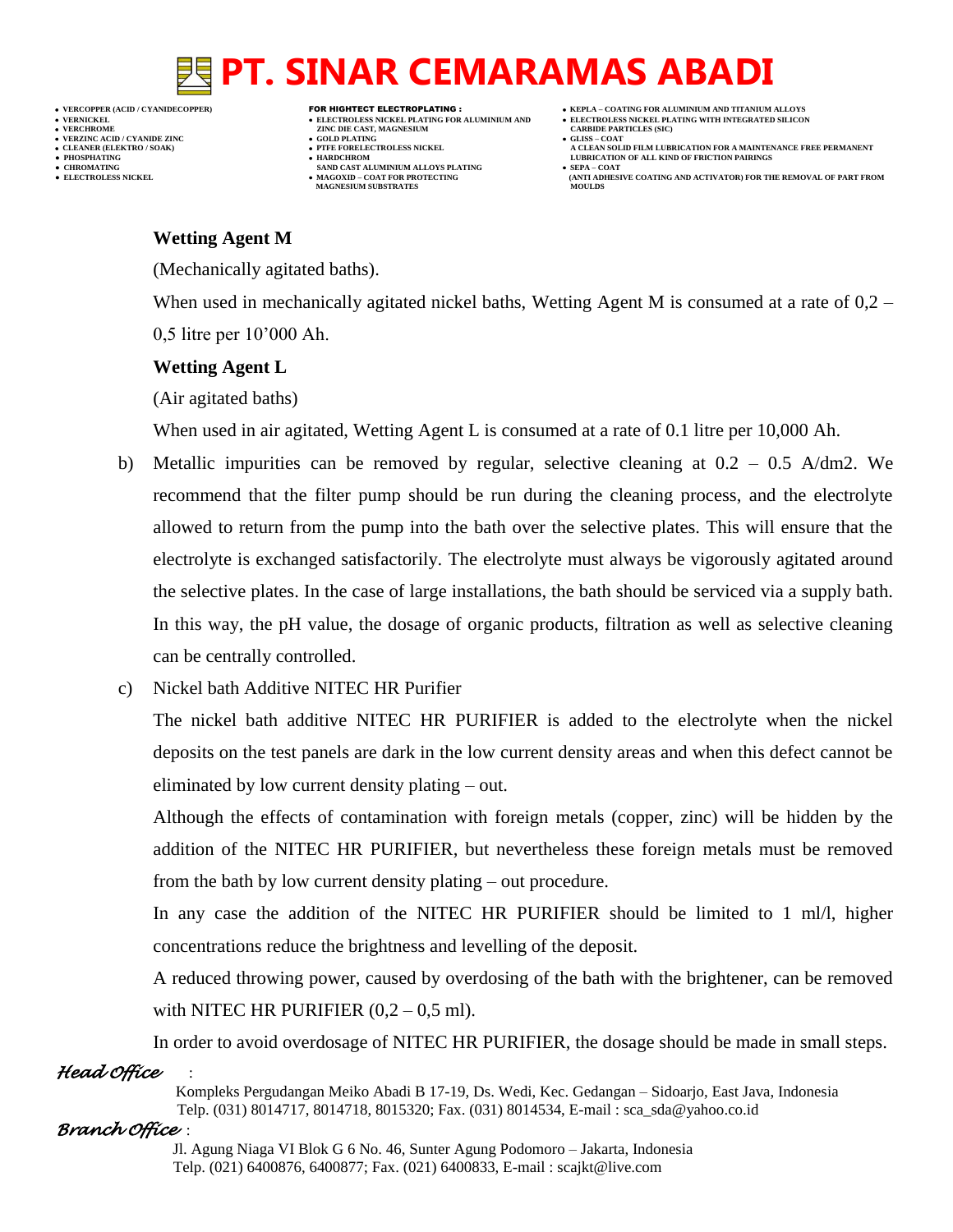**Wetting Agent M**

(Mechanically agitated baths).

When used in mechanically agitated nickel baths, Wetting Agent M is consumed at a rate of 0,2 – 0,5 litre per 10’000 Ah.

**Wetting Agent L**

(Air agitated baths)

When used in air agitated, Wetting Agent L is consumed at a rate of 0.1 litre per 10,000 Ah.

b) Metallic impurities can be removed by regular, selective cleaning at 0.2 – 0.5 A/dm2. We recommend that the filter pump should be run during the cleaning process, and the electrolyte allowed to return from the pump into the bath over the selective plates. This will ensure that the electrolyte is exchanged satisfactorily. The electrolyte must always be vigorously agitated around the selective plates. In the case of large installations, the bath should be serviced via a supply bath. In this way, the pH value, the dosage of organic products, filtration as well as selective cleaning can be centrally controlled.

c) Nickel bath Additive NITEC HR Purifier

The nickel bath additive NITEC HR PURIFIER is added to the electrolyte when the nickel deposits on the test panels are dark in the low current density areas and when this defect cannot be eliminated by low current density plating – out.

Although the effects of contamination with foreign metals (copper, zinc) will be hidden by the addition of the NITEC HR PURIFIER, but nevertheless these foreign metals must be removed from the bath by low current density plating – out procedure.

In any case the addition of the NITEC HR PURIFIER should be limited to 1 ml/l, higher concentrations reduce the brightness and levelling of the deposit.

A reduced throwing power, caused by overdosing of the bath with the brightener, can be removed with NITEC HR PURIFIER (0,2 – 0,5 ml).

In order to avoid overdosage of NITEC HR PURIFIER, the dosage should be made in small steps.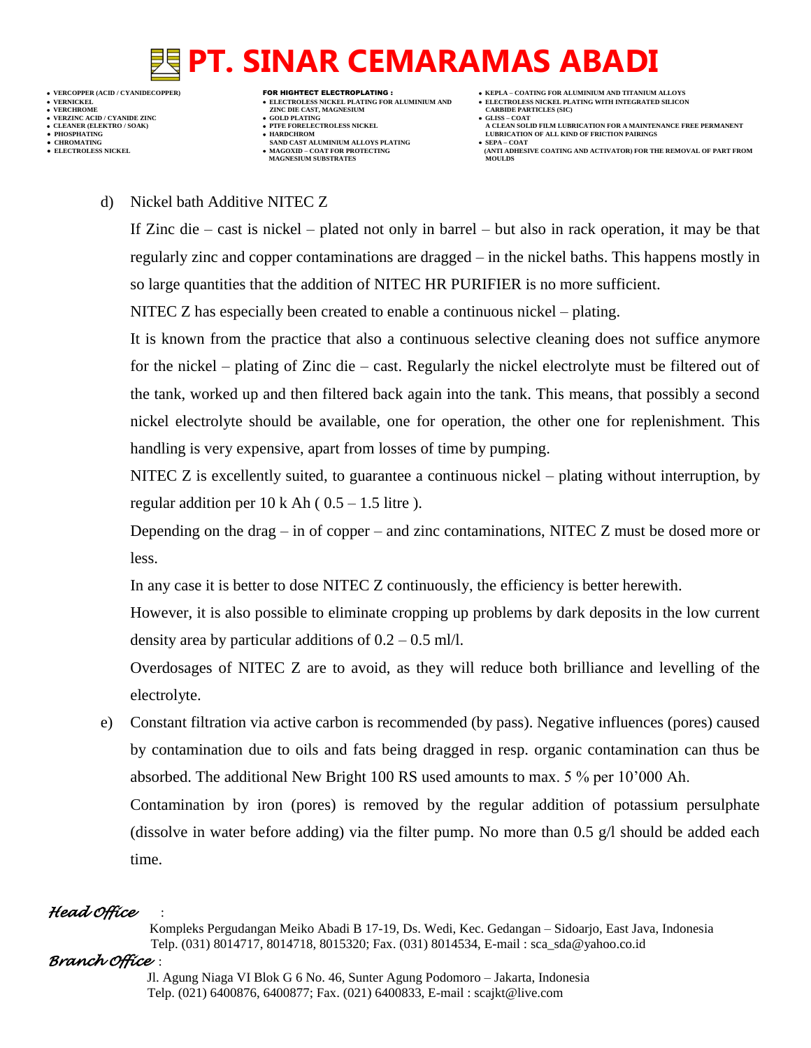d) Nickel bath Additive NITEC Z

If Zinc die – cast is nickel – plated not only in barrel – but also in rack operation, it may be that regularly zinc and copper contaminations are dragged – in the nickel baths. This happens mostly in so large quantities that the addition of NITEC HR PURIFIER is no more sufficient.

NITEC Z has especially been created to enable a continuous nickel – plating.

It is known from the practice that also a continuous selective cleaning does not suffice anymore for the nickel – plating of Zinc die – cast. Regularly the nickel electrolyte must be filtered out of the tank, worked up and then filtered back again into the tank. This means, that possibly a second nickel electrolyte should be available, one for operation, the other one for replenishment. This handling is very expensive, apart from losses of time by pumping.

NITEC Z is excellently suited, to guarantee a continuous nickel – plating without interruption, by regular addition per 10 k Ah ( 0.5 – 1.5 litre ).

Depending on the drag – in of copper – and zinc contaminations, NITEC Z must be dosed more or less.

In any case it is better to dose NITEC Z continuously, the efficiency is better herewith.

However, it is also possible to eliminate cropping up problems by dark deposits in the low current density area by particular additions of 0.2 – 0.5 ml/l.

Overdosages of NITEC Z are to avoid, as they will reduce both brilliance and levelling of the electrolyte.

e) Constant filtration via active carbon is recommended (by pass). Negative influences (pores) caused by contamination due to oils and fats being dragged in resp. organic contamination can thus be absorbed. The additional New Bright 100 RS used amounts to max. 5 % per 10’000 Ah.

Contamination by iron (pores) is removed by the regular addition of potassium persulphate (dissolve in water before adding) via the filter pump. No more than 0.5 g/l should be added each time.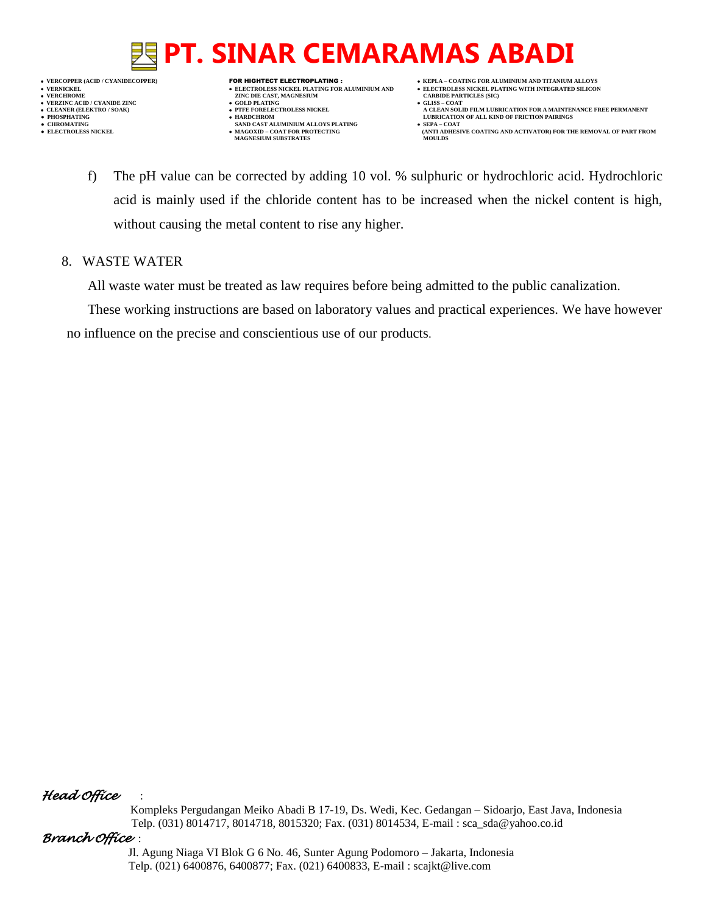f) The pH value can be corrected by adding 10 vol. % sulphuric or hydrochloric acid. Hydrochloric acid is mainly used if the chloride content has to be increased when the nickel content is high, without causing the metal content to rise any higher.

## 8. WASTE WATER

All waste water must be treated as law requires before being admitted to the public canalization.

These working instructions are based on laboratory values and practical experiences. We have however no influence on the precise and conscientious use of our products.